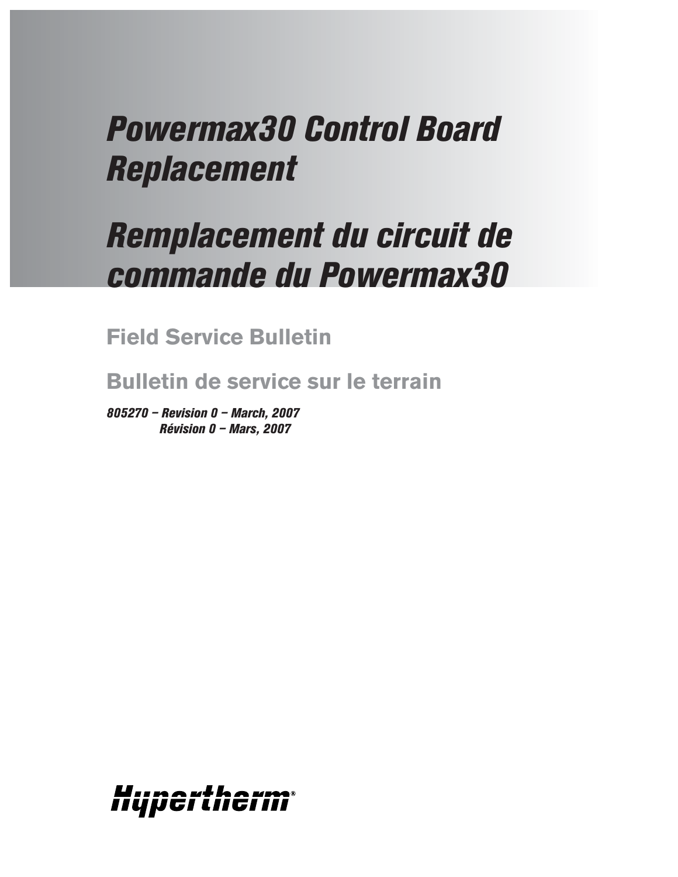# Powermax30 Control Board Replacement

# Remplacement du circuit de commande du Powermax30

## Field Service Bulletin

## Bulletin de service sur le terrain

*805270 – Revision 0 – March, 2007*
*Révision 0 – Mars, 2007*

Hypertherm®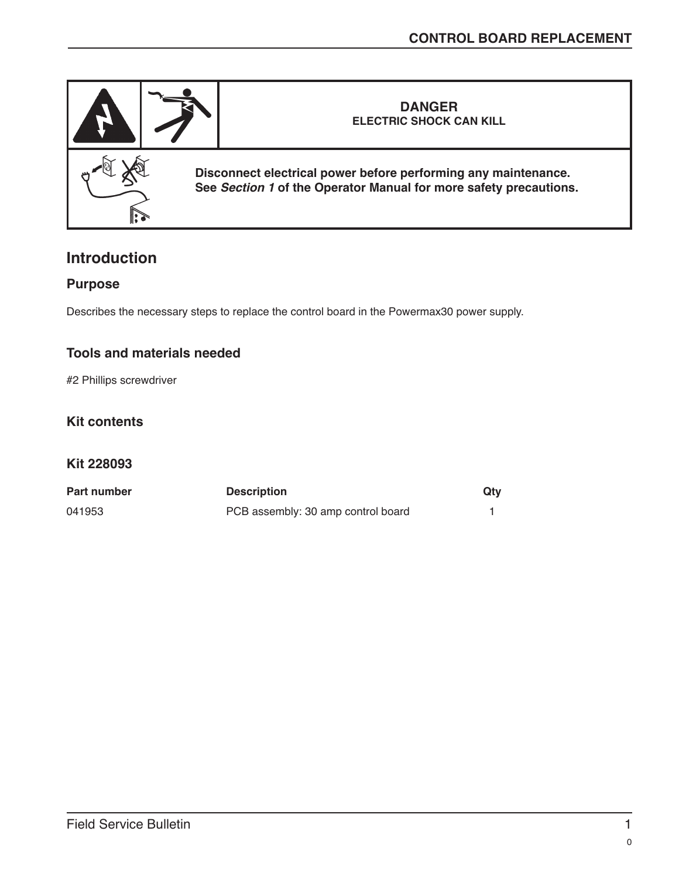**DANGER**
**ELECTRIC SHOCK CAN KILL**

**Disconnect electrical power before performing any maintenance.**
**See *Section 1* of the Operator Manual for more safety precautions.**

# Introduction

## Purpose

Describes the necessary steps to replace the control board in the Powermax30 power supply.

## Tools and materials needed

#2 Phillips screwdriver

## Kit contents

## Kit 228093

| Part number | Description | Qty |
|---|---|---|
| 041953 | PCB assembly: 30 amp control board | 1 |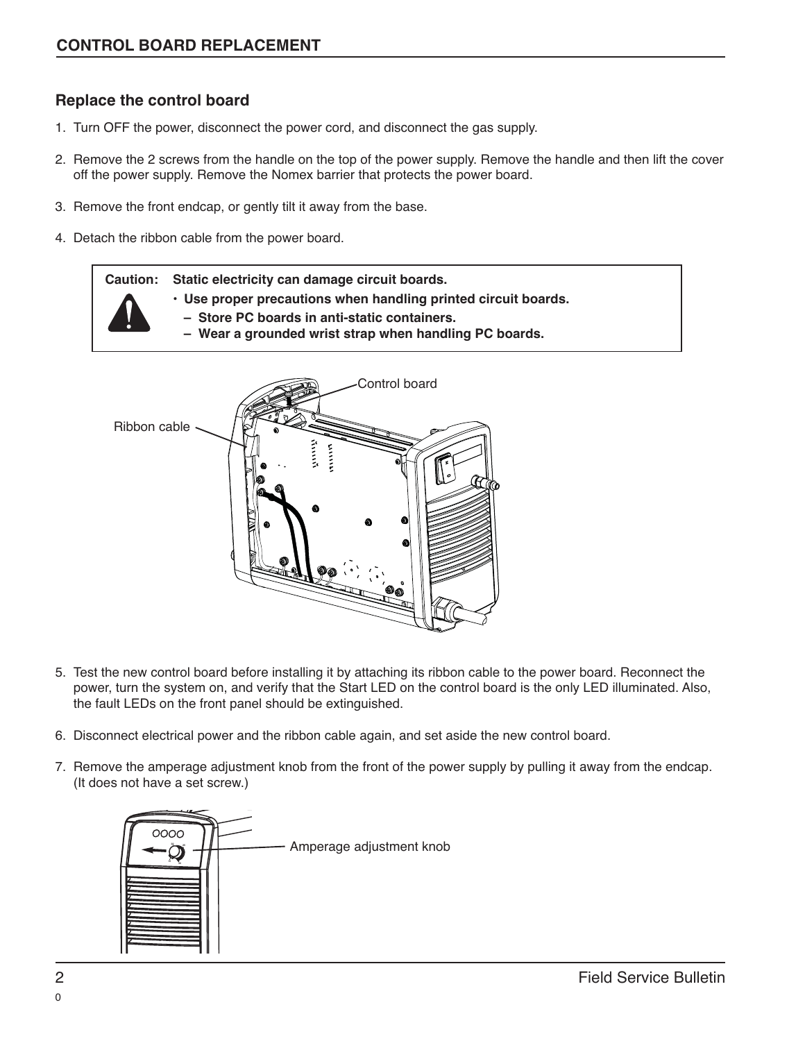## CONTROL BOARD REPLACEMENT

### Replace the control board

1. Turn OFF the power, disconnect the power cord, and disconnect the gas supply.
2. Remove the 2 screws from the handle on the top of the power supply. Remove the handle and then lift the cover off the power supply. Remove the Nomex barrier that protects the power board.
3. Remove the front endcap, or gently tilt it away from the base.
4. Detach the ribbon cable from the power board.

> **Caution: Static electricity can damage circuit boards.**
> - **Use proper precautions when handling printed circuit boards.**
>   - **Store PC boards in anti-static containers.**
>   - **Wear a grounded wrist strap when handling PC boards.**

Control board

Ribbon cable

5. Test the new control board before installing it by attaching its ribbon cable to the power board. Reconnect the power, turn the system on, and verify that the Start LED on the control board is the only LED illuminated. Also, the fault LEDs on the front panel should be extinguished.
6. Disconnect electrical power and the ribbon cable again, and set aside the new control board.
7. Remove the amperage adjustment knob from the front of the power supply by pulling it away from the endcap. (It does not have a set screw.)

Amperage adjustment knob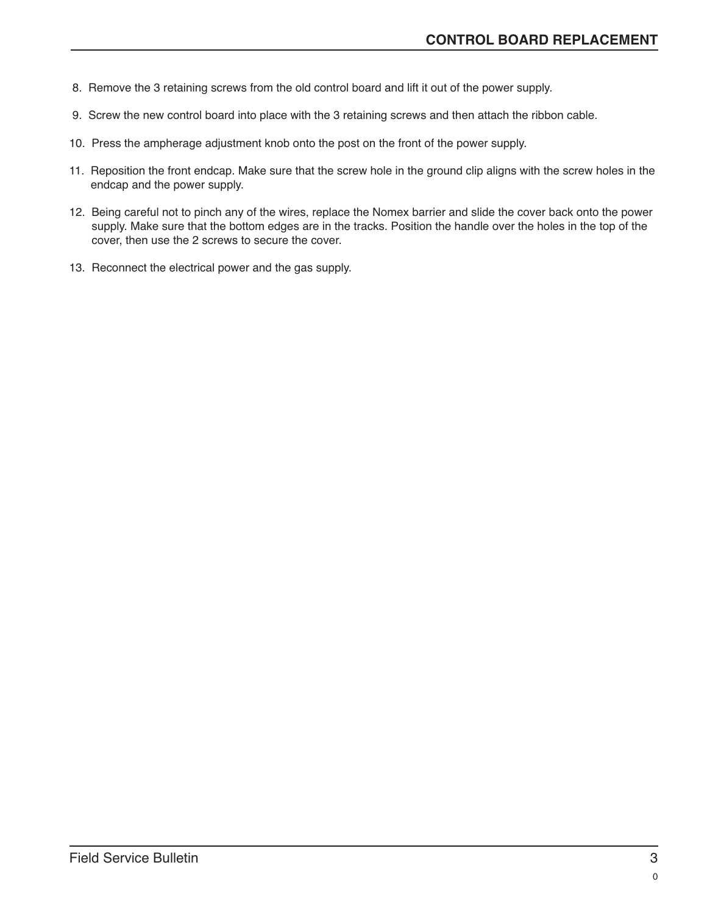8. Remove the 3 retaining screws from the old control board and lift it out of the power supply.
9. Screw the new control board into place with the 3 retaining screws and then attach the ribbon cable.
10. Press the ampherage adjustment knob onto the post on the front of the power supply.
11. Reposition the front endcap. Make sure that the screw hole in the ground clip aligns with the screw holes in the endcap and the power supply.
12. Being careful not to pinch any of the wires, replace the Nomex barrier and slide the cover back onto the power supply. Make sure that the bottom edges are in the tracks. Position the handle over the holes in the top of the cover, then use the 2 screws to secure the cover.
13. Reconnect the electrical power and the gas supply.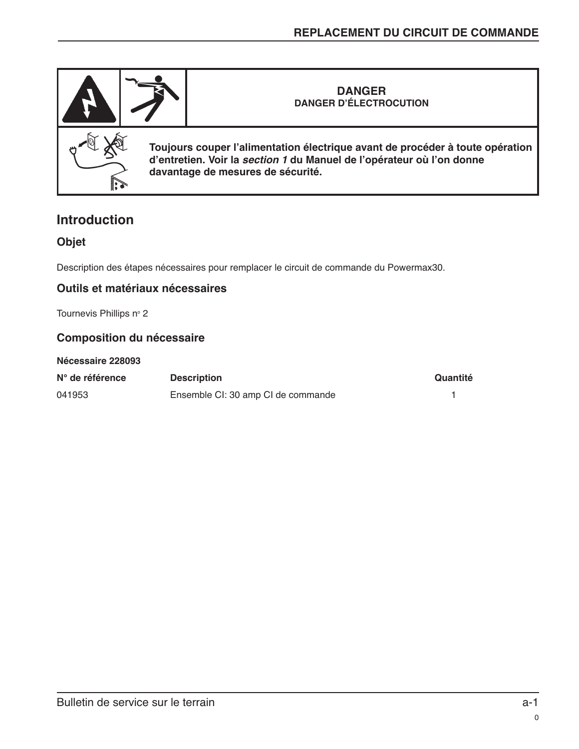**DANGER**
**DANGER D'ÉLECTROCUTION**

**Toujours couper l'alimentation électrique avant de procéder à toute opération d'entretien. Voir la *section 1* du Manuel de l'opérateur où l'on donne davantage de mesures de sécurité.**

## Introduction

### Objet

Description des étapes nécessaires pour remplacer le circuit de commande du Powermax30.

### Outils et matériaux nécessaires

Tournevis Phillips n° 2

### Composition du nécessaire

**Nécessaire 228093**

| N° de référence | Description | Quantité |
|---|---|---|
| 041953 | Ensemble CI: 30 amp CI de commande | 1 |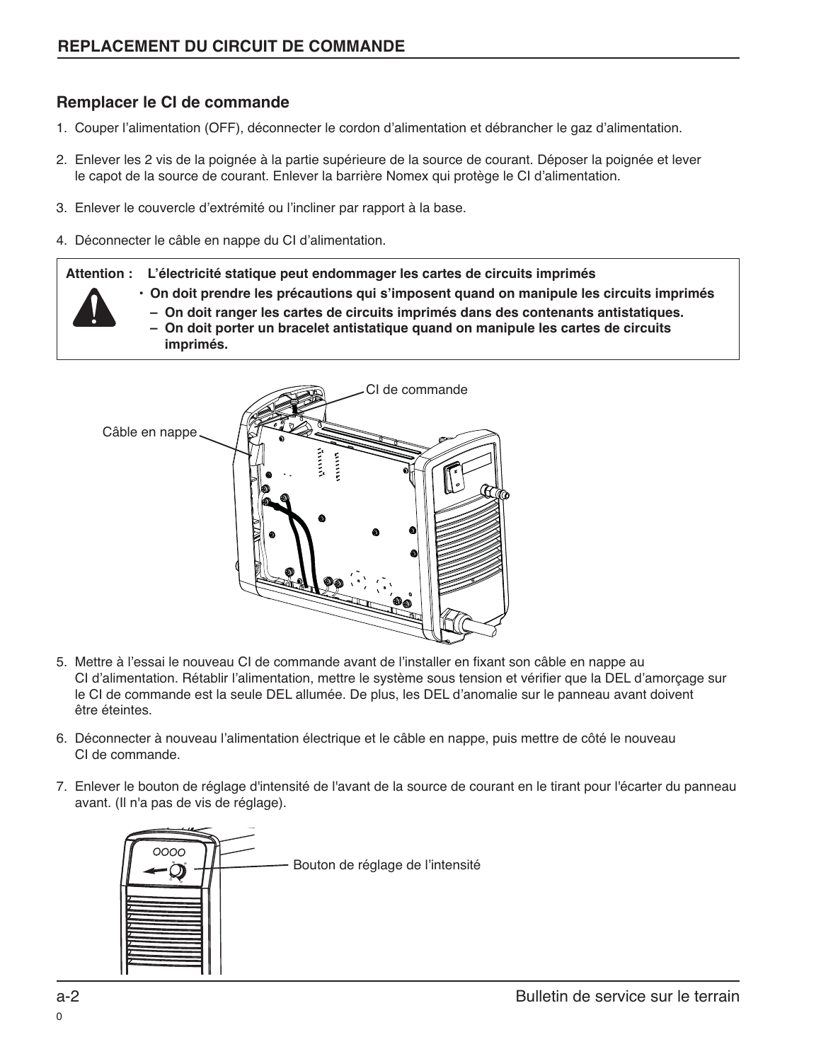## REPLACEMENT DU CIRCUIT DE COMMANDE

### Remplacer le CI de commande

1. Couper l'alimentation (OFF), déconnecter le cordon d'alimentation et débrancher le gaz d'alimentation.
2. Enlever les 2 vis de la poignée à la partie supérieure de la source de courant. Déposer la poignée et lever le capot de la source de courant. Enlever la barrière Nomex qui protège le CI d'alimentation.
3. Enlever le couvercle d'extrémité ou l'incliner par rapport à la base.
4. Déconnecter le câble en nappe du CI d'alimentation.

> **Attention : L'électricité statique peut endommager les cartes de circuits imprimés**
> - **On doit prendre les précautions qui s'imposent quand on manipule les circuits imprimés**
>   - **On doit ranger les cartes de circuits imprimés dans des contenants antistatiques.**
>   - **On doit porter un bracelet antistatique quand on manipule les cartes de circuits imprimés.**

CI de commande

Câble en nappe

5. Mettre à l'essai le nouveau CI de commande avant de l'installer en fixant son câble en nappe au CI d'alimentation. Rétablir l'alimentation, mettre le système sous tension et vérifier que la DEL d'amorçage sur le CI de commande est la seule DEL allumée. De plus, les DEL d'anomalie sur le panneau avant doivent être éteintes.
6. Déconnecter à nouveau l'alimentation électrique et le câble en nappe, puis mettre de côté le nouveau CI de commande.
7. Enlever le bouton de réglage d'intensité de l'avant de la source de courant en le tirant pour l'écarter du panneau avant. (Il n'a pas de vis de réglage).

Bouton de réglage de l'intensité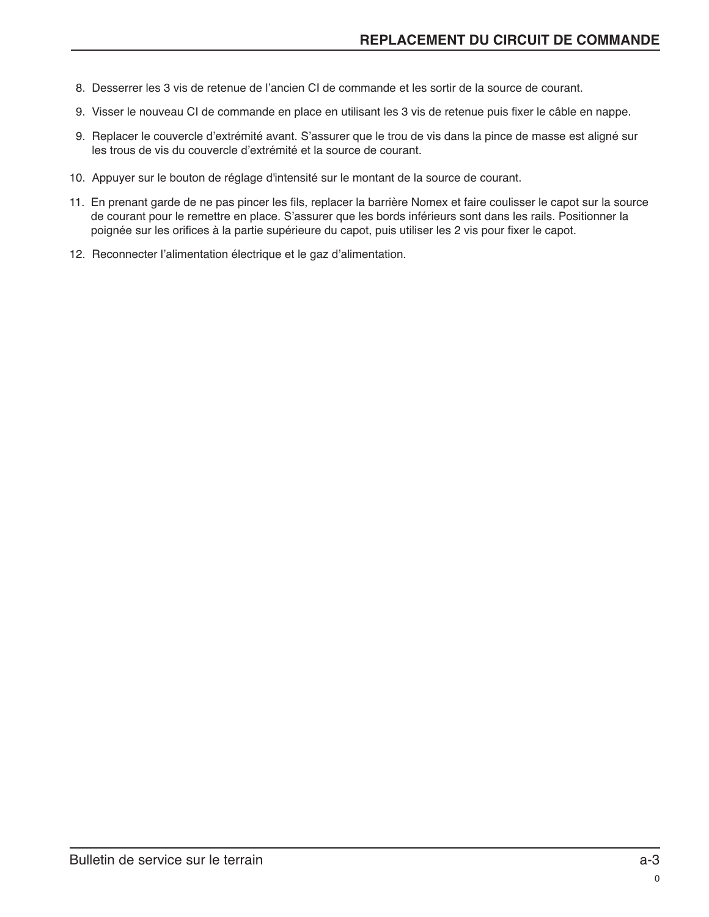8. Desserrer les 3 vis de retenue de l'ancien CI de commande et les sortir de la source de courant.

9. Visser le nouveau CI de commande en place en utilisant les 3 vis de retenue puis fixer le câble en nappe.

9. Replacer le couvercle d'extrémité avant. S'assurer que le trou de vis dans la pince de masse est aligné sur les trous de vis du couvercle d'extrémité et la source de courant.

10. Appuyer sur le bouton de réglage d'intensité sur le montant de la source de courant.

11. En prenant garde de ne pas pincer les fils, replacer la barrière Nomex et faire coulisser le capot sur la source de courant pour le remettre en place. S'assurer que les bords inférieurs sont dans les rails. Positionner la poignée sur les orifices à la partie supérieure du capot, puis utiliser les 2 vis pour fixer le capot.

12. Reconnecter l'alimentation électrique et le gaz d'alimentation.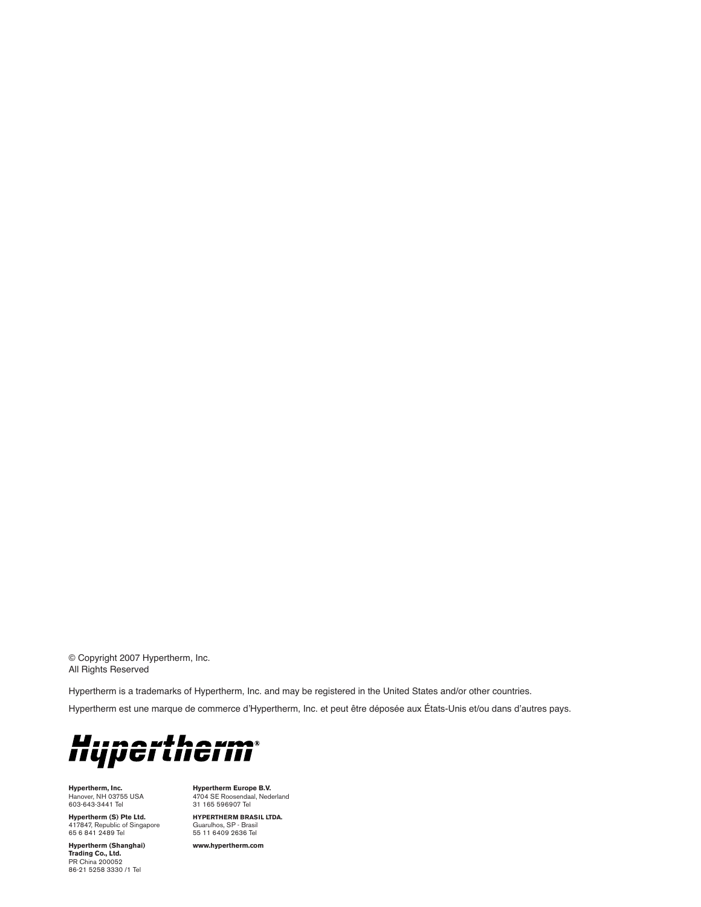© Copyright 2007 Hypertherm, Inc.
All Rights Reserved

Hypertherm is a trademarks of Hypertherm, Inc. and may be registered in the United States and/or other countries.

Hypertherm est une marque de commerce d'Hypertherm, Inc. et peut être déposée aux États-Unis et/ou dans d'autres pays.

Hypertherm®

**Hypertherm, Inc.**
Hanover, NH 03755 USA
603-643-3441 Tel

**Hypertherm (S) Pte Ltd.**
417847, Republic of Singapore
65 6 841 2489 Tel

**Hypertherm (Shanghai) Trading Co., Ltd.**
PR China 200052
86-21 5258 3330 /1 Tel

**Hypertherm Europe B.V.**
4704 SE Roosendaal, Nederland
31 165 596907 Tel

**HYPERTHERM BRASIL LTDA.**
Guarulhos, SP - Brasil
55 11 6409 2636 Tel

**www.hypertherm.com**